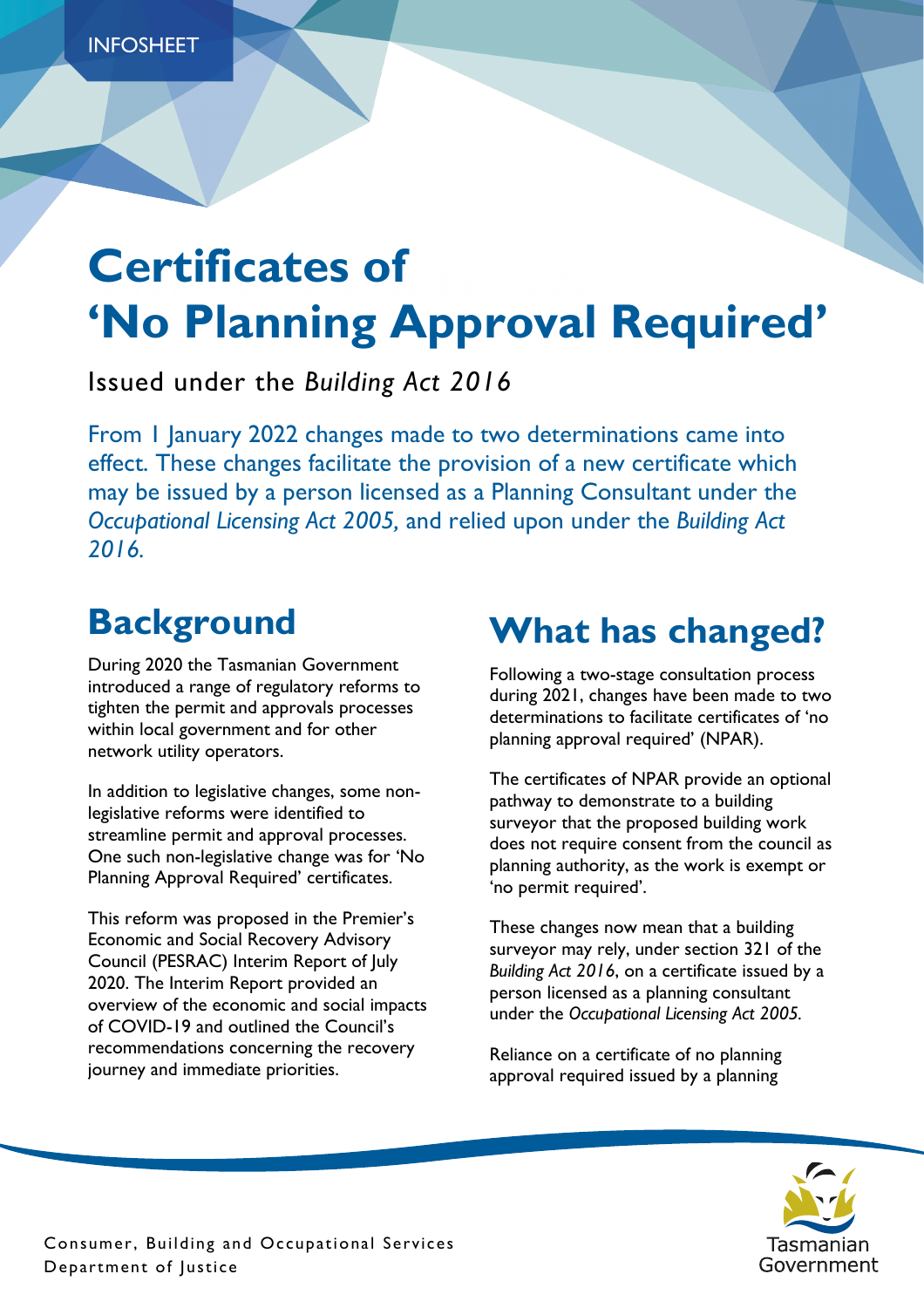INFOSHEET

# Certificates of 'No Planning Approval Required'

Issued under the *Building Act 2016*

From 1 January 2022 changes made to two determinations came into effect. These changes facilitate the provision of a new certificate which may be issued by a person licensed as a Planning Consultant under the *Occupational Licensing Act 2005,* and relied upon under the *Building Act 2016*.

## Background

During 2020 the Tasmanian Government introduced a range of regulatory reforms to tighten the permit and approvals processes within local government and for other network utility operators.

In addition to legislative changes, some non-legislative reforms were identified to streamline permit and approval processes. One such non-legislative change was for 'No Planning Approval Required' certificates.

This reform was proposed in the Premier's Economic and Social Recovery Advisory Council (PESRAC) Interim Report of July 2020. The Interim Report provided an overview of the economic and social impacts of COVID-19 and outlined the Council's recommendations concerning the recovery journey and immediate priorities.

## What has changed?

Following a two-stage consultation process during 2021, changes have been made to two determinations to facilitate certificates of 'no planning approval required' (NPAR).

The certificates of NPAR provide an optional pathway to demonstrate to a building surveyor that the proposed building work does not require consent from the council as planning authority, as the work is exempt or 'no permit required'.

These changes now mean that a building surveyor may rely, under section 321 of the *Building Act 2016*, on a certificate issued by a person licensed as a planning consultant under the *Occupational Licensing Act 2005*.

Reliance on a certificate of no planning approval required issued by a planning

Consumer, Building and Occupational Services
Department of Justice

Tasmanian Government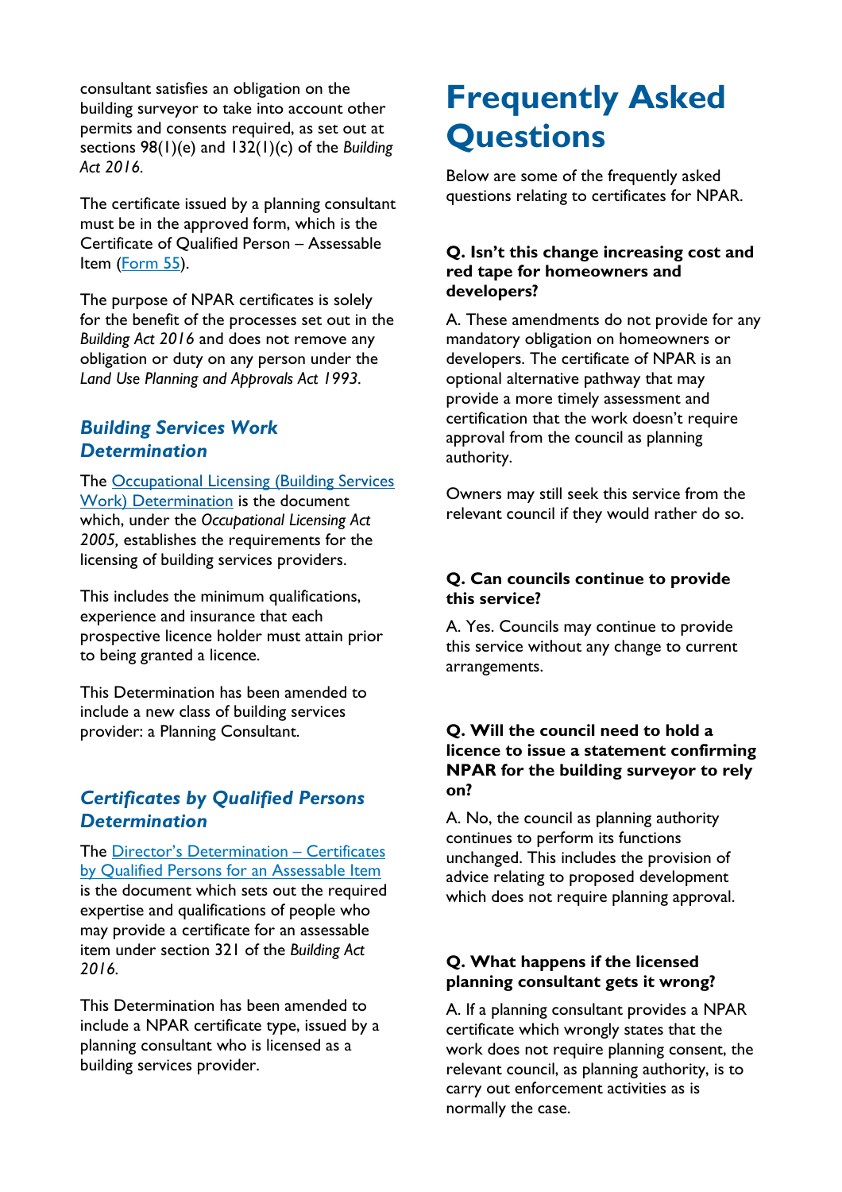consultant satisfies an obligation on the building surveyor to take into account other permits and consents required, as set out at sections 98(1)(e) and 132(1)(c) of the *Building Act 2016*.

The certificate issued by a planning consultant must be in the approved form, which is the Certificate of Qualified Person – Assessable Item (Form 55).

The purpose of NPAR certificates is solely for the benefit of the processes set out in the *Building Act 2016* and does not remove any obligation or duty on any person under the *Land Use Planning and Approvals Act 1993*.

### *Building Services Work Determination*

The Occupational Licensing (Building Services Work) Determination is the document which, under the *Occupational Licensing Act 2005*, establishes the requirements for the licensing of building services providers.

This includes the minimum qualifications, experience and insurance that each prospective licence holder must attain prior to being granted a licence.

This Determination has been amended to include a new class of building services provider: a Planning Consultant.

### *Certificates by Qualified Persons Determination*

The Director's Determination – Certificates by Qualified Persons for an Assessable Item is the document which sets out the required expertise and qualifications of people who may provide a certificate for an assessable item under section 321 of the *Building Act 2016*.

This Determination has been amended to include a NPAR certificate type, issued by a planning consultant who is licensed as a building services provider.

# Frequently Asked Questions

Below are some of the frequently asked questions relating to certificates for NPAR.

**Q. Isn't this change increasing cost and red tape for homeowners and developers?**

A. These amendments do not provide for any mandatory obligation on homeowners or developers. The certificate of NPAR is an optional alternative pathway that may provide a more timely assessment and certification that the work doesn't require approval from the council as planning authority.

Owners may still seek this service from the relevant council if they would rather do so.

**Q. Can councils continue to provide this service?**

A. Yes. Councils may continue to provide this service without any change to current arrangements.

**Q. Will the council need to hold a licence to issue a statement confirming NPAR for the building surveyor to rely on?**

A. No, the council as planning authority continues to perform its functions unchanged. This includes the provision of advice relating to proposed development which does not require planning approval.

**Q. What happens if the licensed planning consultant gets it wrong?**

A. If a planning consultant provides a NPAR certificate which wrongly states that the work does not require planning consent, the relevant council, as planning authority, is to carry out enforcement activities as is normally the case.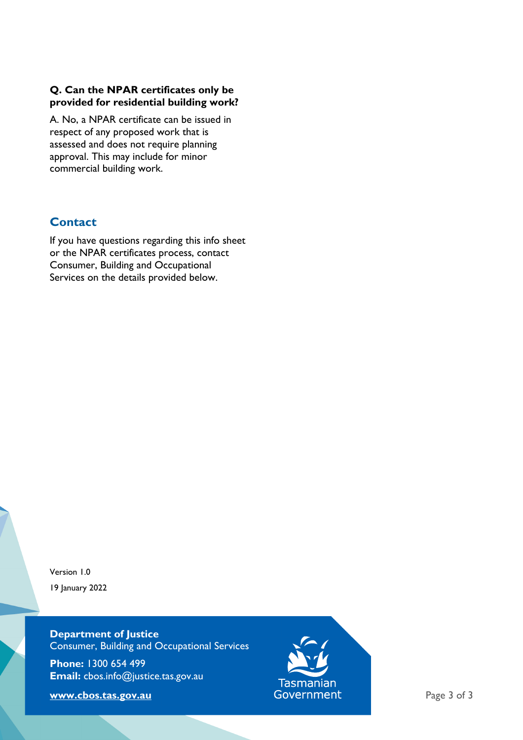**Q. Can the NPAR certificates only be provided for residential building work?**

A. No, a NPAR certificate can be issued in respect of any proposed work that is assessed and does not require planning approval. This may include for minor commercial building work.

## Contact

If you have questions regarding this info sheet or the NPAR certificates process, contact Consumer, Building and Occupational Services on the details provided below.

Version 1.0

19 January 2022

**Department of Justice**
Consumer, Building and Occupational Services

**Phone:** 1300 654 499
**Email:** cbos.info@justice.tas.gov.au

**www.cbos.tas.gov.au**

Tasmanian Government